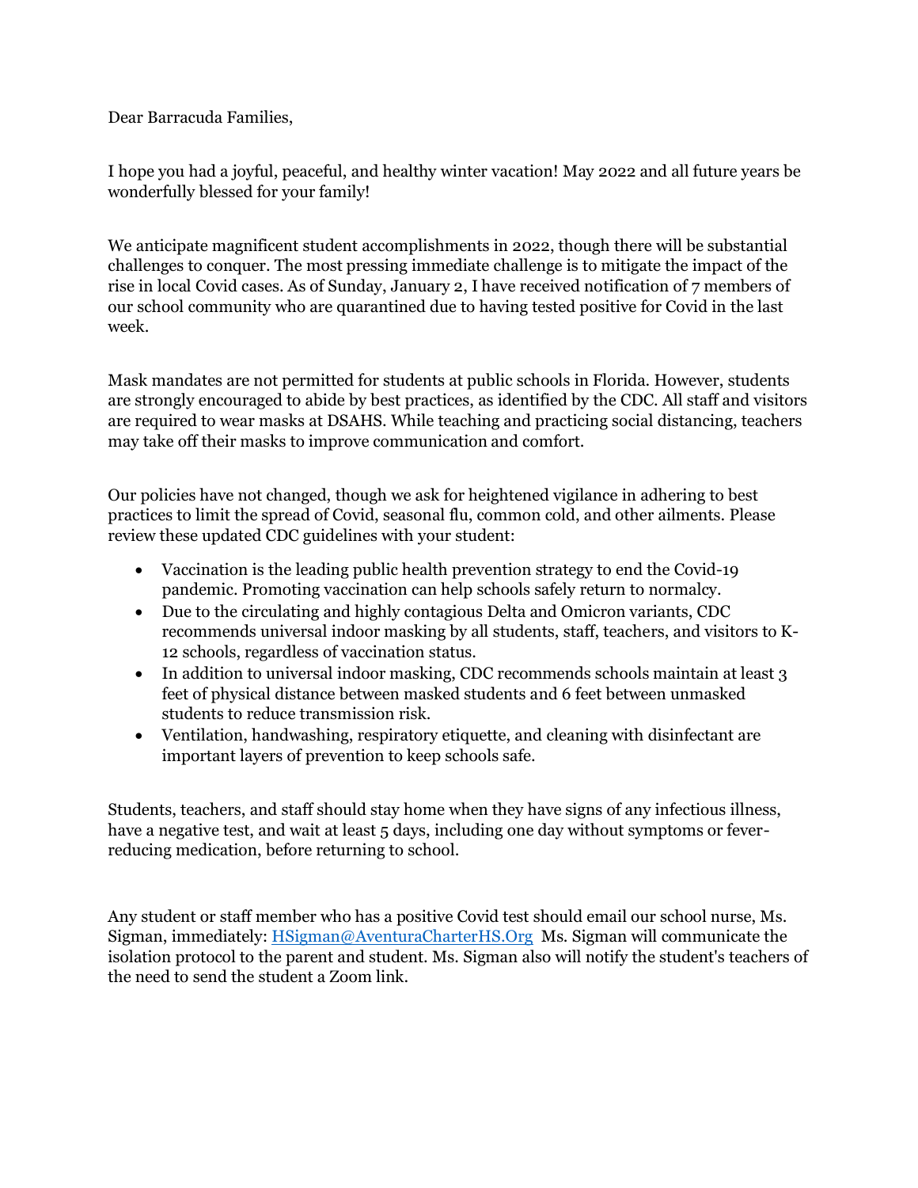Dear Barracuda Families,

I hope you had a joyful, peaceful, and healthy winter vacation! May 2022 and all future years be wonderfully blessed for your family!

We anticipate magnificent student accomplishments in 2022, though there will be substantial challenges to conquer. The most pressing immediate challenge is to mitigate the impact of the rise in local Covid cases. As of Sunday, January 2, I have received notification of 7 members of our school community who are quarantined due to having tested positive for Covid in the last week.

Mask mandates are not permitted for students at public schools in Florida. However, students are strongly encouraged to abide by best practices, as identified by the CDC. All staff and visitors are required to wear masks at DSAHS. While teaching and practicing social distancing, teachers may take off their masks to improve communication and comfort.

Our policies have not changed, though we ask for heightened vigilance in adhering to best practices to limit the spread of Covid, seasonal flu, common cold, and other ailments. Please review these updated CDC guidelines with your student:

- Vaccination is the leading public health prevention strategy to end the Covid-19 pandemic. Promoting vaccination can help schools safely return to normalcy.
- Due to the circulating and highly contagious Delta and Omicron variants, CDC recommends universal indoor masking by all students, staff, teachers, and visitors to K-12 schools, regardless of vaccination status.
- In addition to universal indoor masking, CDC recommends schools maintain at least 3 feet of physical distance between masked students and 6 feet between unmasked students to reduce transmission risk.
- Ventilation, handwashing, respiratory etiquette, and cleaning with disinfectant are important layers of prevention to keep schools safe.

Students, teachers, and staff should stay home when they have signs of any infectious illness, have a negative test, and wait at least 5 days, including one day without symptoms or fever-reducing medication, before returning to school.

Any student or staff member who has a positive Covid test should email our school nurse, Ms. Sigman, immediately: HSigman@AventuraCharterHS.Org Ms. Sigman will communicate the isolation protocol to the parent and student. Ms. Sigman also will notify the student's teachers of the need to send the student a Zoom link.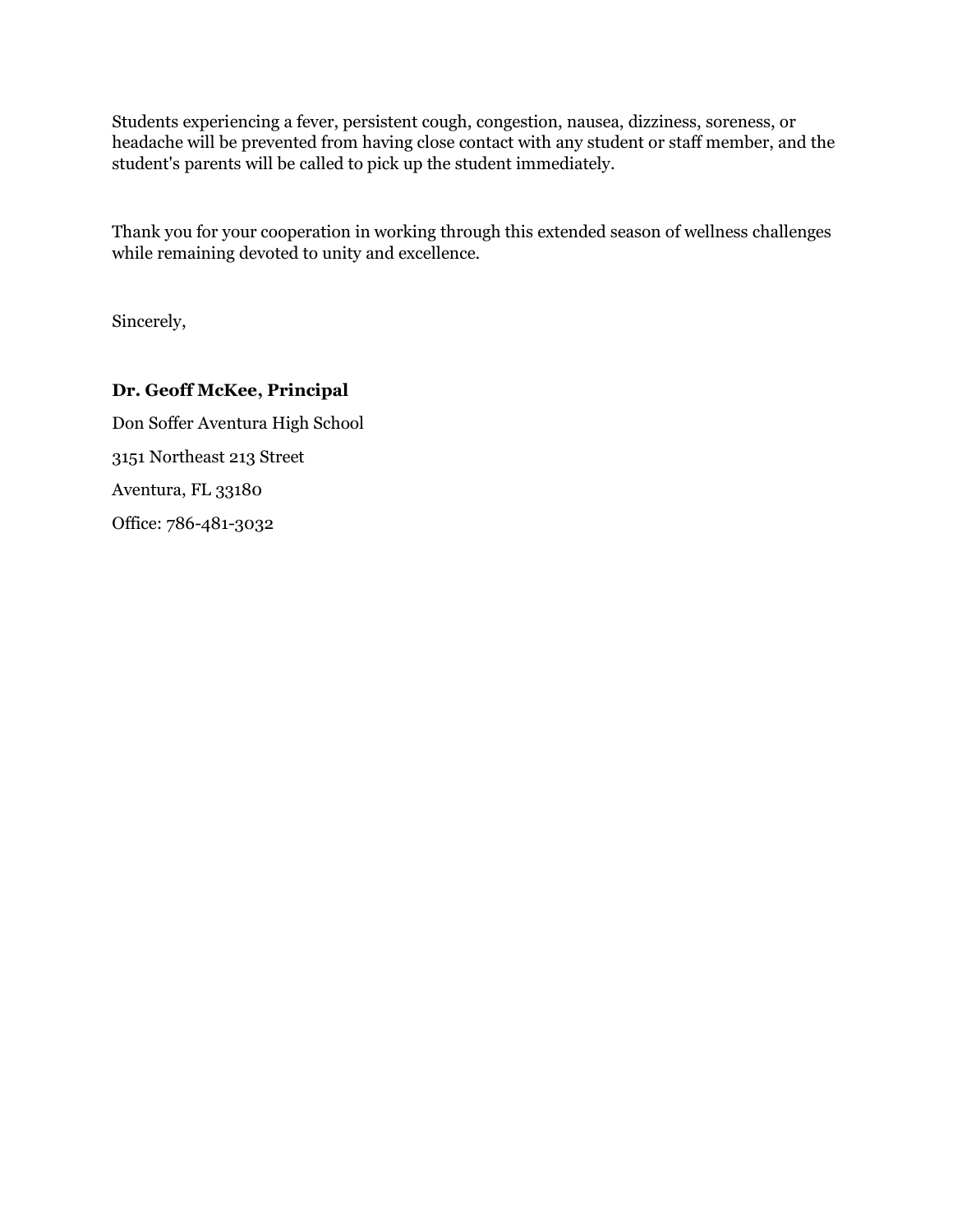Students experiencing a fever, persistent cough, congestion, nausea, dizziness, soreness, or headache will be prevented from having close contact with any student or staff member, and the student's parents will be called to pick up the student immediately.

Thank you for your cooperation in working through this extended season of wellness challenges while remaining devoted to unity and excellence.

Sincerely,

**Dr. Geoff McKee, Principal**

Don Soffer Aventura High School

3151 Northeast 213 Street

Aventura, FL 33180

Office: 786-481-3032